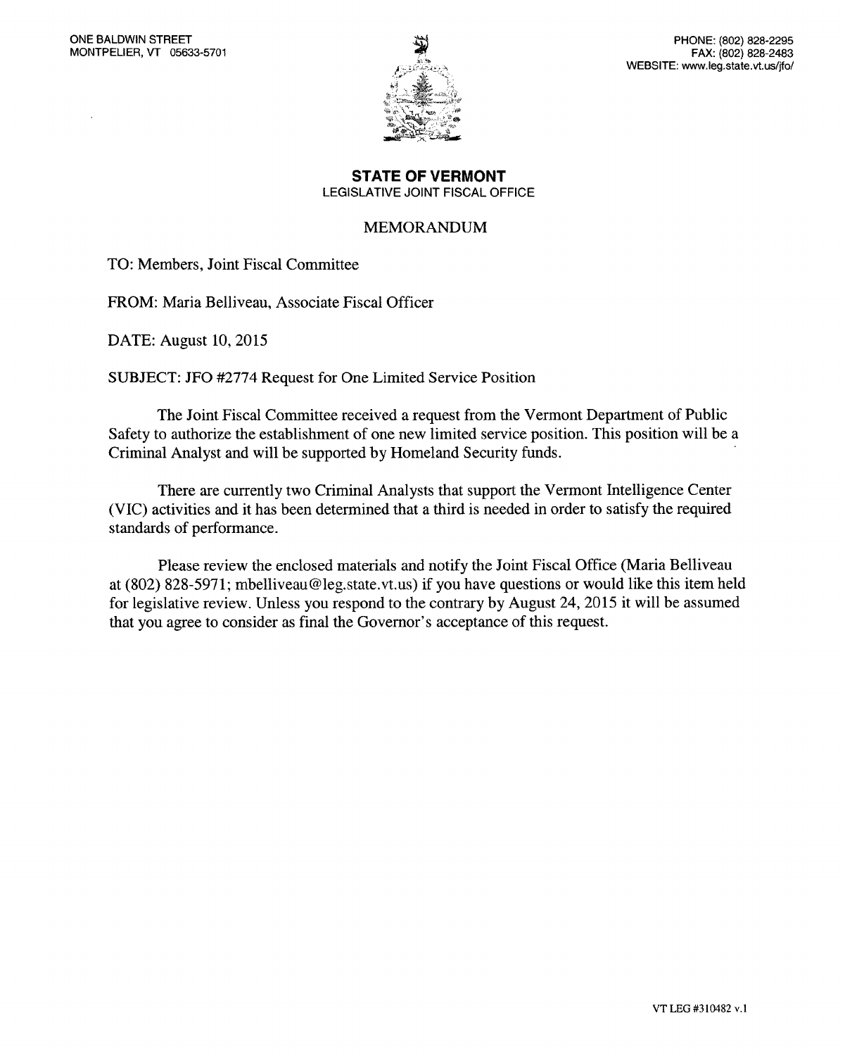ONE BALDWIN STREET
MONTPELIER, VT 05633-5701

PHONE: (802) 828-2295
FAX: (802) 828-2483
WEBSITE: www.leg.state.vt.us/jfo/

**STATE OF VERMONT**
LEGISLATIVE JOINT FISCAL OFFICE

MEMORANDUM

TO: Members, Joint Fiscal Committee

FROM: Maria Belliveau, Associate Fiscal Officer

DATE: August 10, 2015

SUBJECT: JFO #2774 Request for One Limited Service Position

The Joint Fiscal Committee received a request from the Vermont Department of Public Safety to authorize the establishment of one new limited service position. This position will be a Criminal Analyst and will be supported by Homeland Security funds.

There are currently two Criminal Analysts that support the Vermont Intelligence Center (VIC) activities and it has been determined that a third is needed in order to satisfy the required standards of performance.

Please review the enclosed materials and notify the Joint Fiscal Office (Maria Belliveau at (802) 828-5971; mbelliveau@leg.state.vt.us) if you have questions or would like this item held for legislative review. Unless you respond to the contrary by August 24, 2015 it will be assumed that you agree to consider as final the Governor's acceptance of this request.

VT LEG #310482 v.1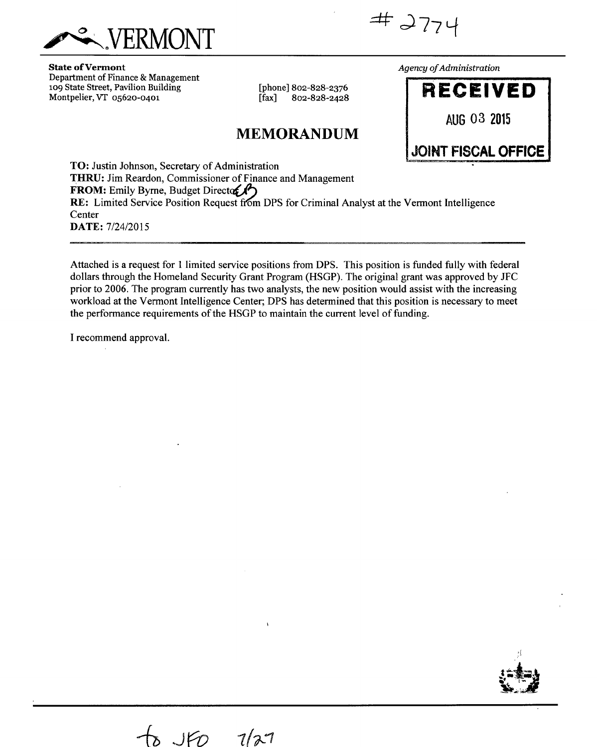VERMONT

#2774

**State of Vermont**
Department of Finance & Management
109 State Street, Pavilion Building
Montpelier, VT 05620-0401

[phone] 802-828-2376
[fax] 802-828-2428

*Agency of Administration*

**RECEIVED**
AUG 03 2015
**JOINT FISCAL OFFICE**

## MEMORANDUM

**TO:** Justin Johnson, Secretary of Administration
**THRU:** Jim Reardon, Commissioner of Finance and Management
**FROM:** Emily Byrne, Budget Director
**RE:** Limited Service Position Request from DPS for Criminal Analyst at the Vermont Intelligence Center
**DATE:** 7/24/2015

---

Attached is a request for 1 limited service positions from DPS. This position is funded fully with federal dollars through the Homeland Security Grant Program (HSGP). The original grant was approved by JFC prior to 2006. The program currently has two analysts, the new position would assist with the increasing workload at the Vermont Intelligence Center; DPS has determined that this position is necessary to meet the performance requirements of the HSGP to maintain the current level of funding.

I recommend approval.

to JFO 7/27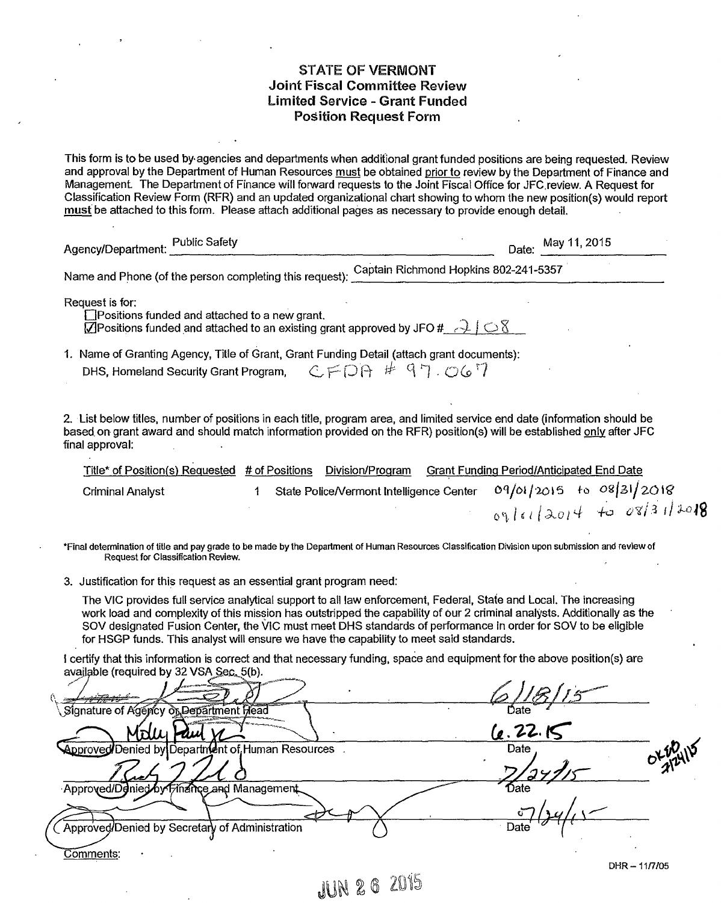# STATE OF VERMONT
## Joint Fiscal Committee Review
## Limited Service - Grant Funded
## Position Request Form

This form is to be used by agencies and departments when additional grant funded positions are being requested. Review and approval by the Department of Human Resources must be obtained prior to review by the Department of Finance and Management. The Department of Finance will forward requests to the Joint Fiscal Office for JFC review. A Request for Classification Review Form (RFR) and an updated organizational chart showing to whom the new position(s) would report must be attached to this form. Please attach additional pages as necessary to provide enough detail.

Agency/Department: Public Safety    Date: May 11, 2015

Name and Phone (of the person completing this request): Captain Richmond Hopkins 802-241-5357

Request is for:

- ☐ Positions funded and attached to a new grant.
- ☑ Positions funded and attached to an existing grant approved by JFO # 2108

1. Name of Granting Agency, Title of Grant, Grant Funding Detail (attach grant documents):

   DHS, Homeland Security Grant Program, CFDA # 97.067

2. List below titles, number of positions in each title, program area, and limited service end date (information should be based on grant award and should match information provided on the RFR) position(s) will be established only after JFC final approval:

| Title* of Position(s) Requested | # of Positions | Division/Program | Grant Funding Period/Anticipated End Date |
|---|---|---|---|
| Criminal Analyst | 1 | State Police/Vermont Intelligence Center | 09/01/2015 to 08/31/2018 |
| | | | 09/01/2014 to 08/31/2018 |

*Final determination of title and pay grade to be made by the Department of Human Resources Classification Division upon submission and review of Request for Classification Review.

3. Justification for this request as an essential grant program need:

   The VIC provides full service analytical support to all law enforcement, Federal, State and Local. The increasing work load and complexity of this mission has outstripped the capability of our 2 criminal analysts. Additionally as the SOV designated Fusion Center, the VIC must meet DHS standards of performance in order for SOV to be eligible for HSGP funds. This analyst will ensure we have the capability to meet said standards.

I certify that this information is correct and that necessary funding, space and equipment for the above position(s) are available (required by 32 VSA Sec. 5(b).

| | |
|---|---|
| [signature] Signature of Agency or Department Head | 6/18/15 Date |
| [signature] Approved/Denied by Department of Human Resources | 6.22.15 Date |
| [signature] Approved/Denied by Finance and Management | 7/24/15 Date |
| [signature] Approved/Denied by Secretary of Administration | 07/24/15 Date |

OK [initials] 7/24/15

Comments:

DHR – 11/7/05

JUN 26 2015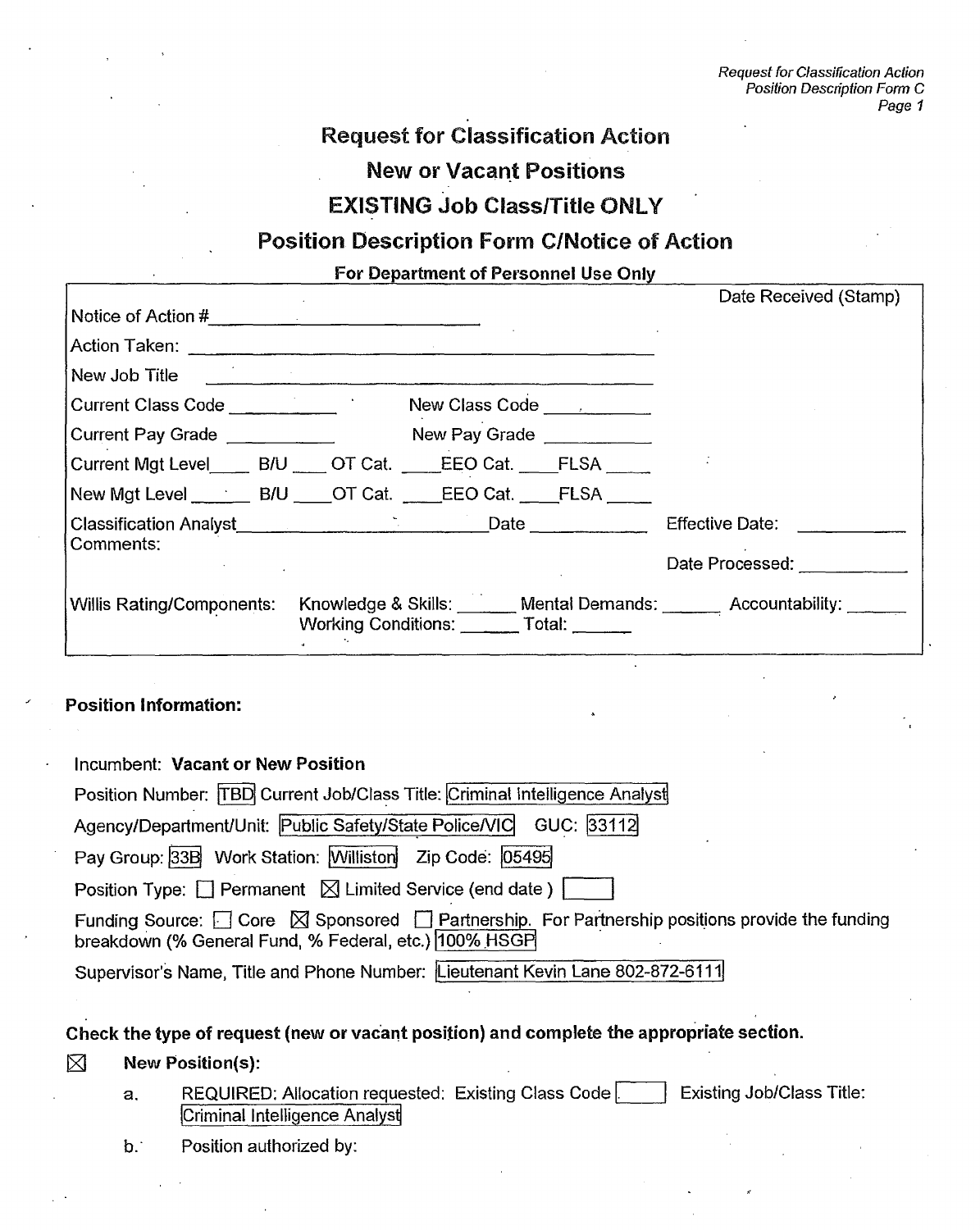# Request for Classification Action

## New or Vacant Positions

## EXISTING Job Class/Title ONLY

## Position Description Form C/Notice of Action

**For Department of Personnel Use Only**

| | |
|---|---|
| Notice of Action # ____________ | Date Received (Stamp) |
| Action Taken: ____________ | |
| New Job Title ____________ | |
| Current Class Code ________ New Class Code ________ | |
| Current Pay Grade ________ New Pay Grade ________ | |
| Current Mgt Level____ B/U ____ OT Cat. ____EEO Cat. ____FLSA ____ | |
| New Mgt Level ____ B/U ____OT Cat. ____EEO Cat. ____FLSA ____ | |
| Classification Analyst____________ Date ________ | Effective Date: ________ |
| Comments: | Date Processed: ________ |
| Willis Rating/Components: Knowledge & Skills: ______ Mental Demands: ______ Accountability: ______ Working Conditions: ______ Total: ______ | |

**Position Information:**

Incumbent: **Vacant or New Position**

Position Number: TBD Current Job/Class Title: Criminal Intelligence Analyst

Agency/Department/Unit: Public Safety/State Police/VIC GUC: 33112

Pay Group: 33B Work Station: Williston Zip Code: 05495

Position Type: ☐ Permanent ☒ Limited Service (end date ) ☐

Funding Source: ☐ Core ☒ Sponsored ☐ Partnership. For Partnership positions provide the funding breakdown (% General Fund, % Federal, etc.) 100% HSGP

Supervisor's Name, Title and Phone Number: Lieutenant Kevin Lane 802-872-6111

**Check the type of request (new or vacant position) and complete the appropriate section.**

☒ **New Position(s):**

a. REQUIRED: Allocation requested: Existing Class Code ☐ Existing Job/Class Title: Criminal Intelligence Analyst

b. Position authorized by: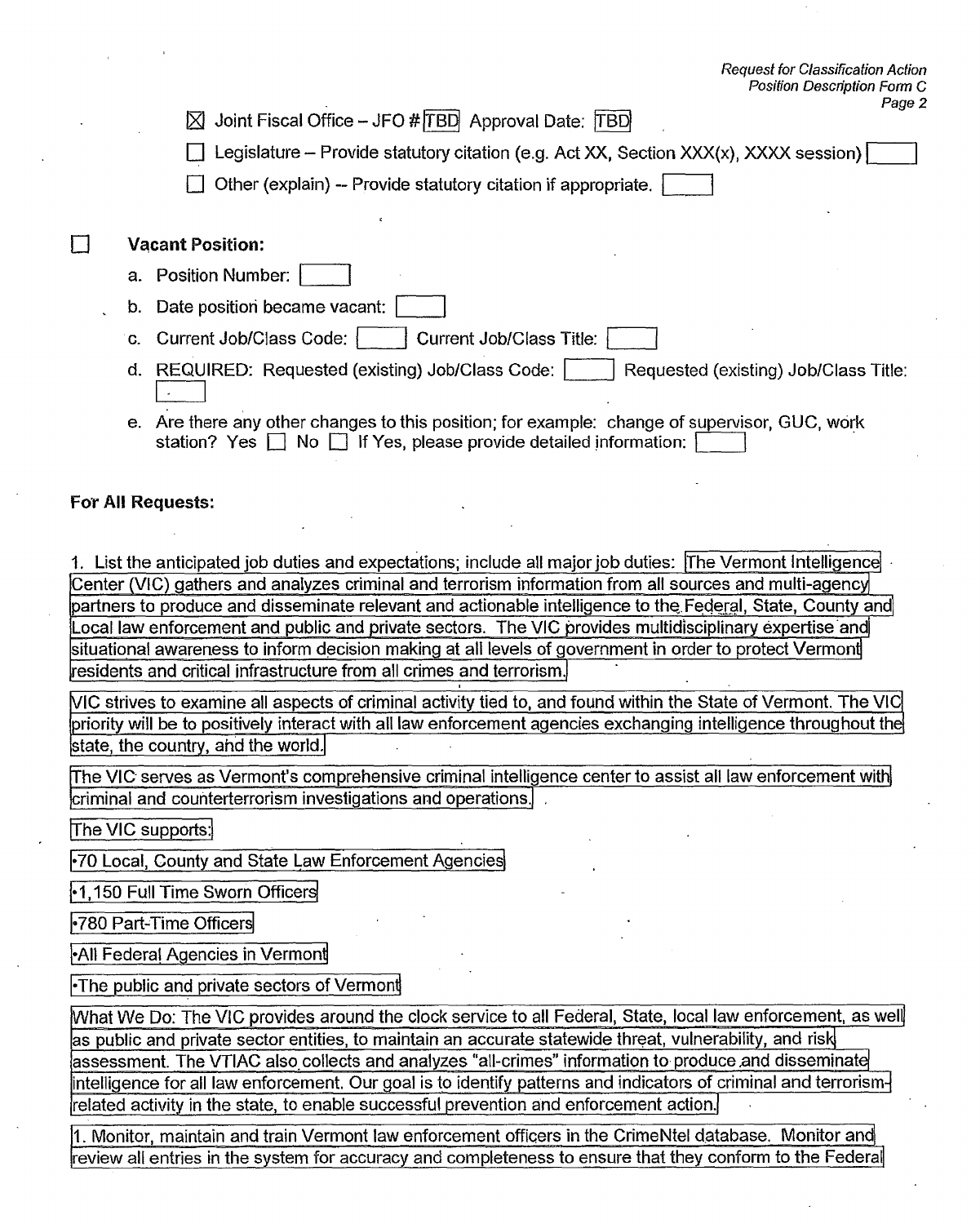☒ Joint Fiscal Office – JFO # TBD Approval Date: TBD

☐ Legislature – Provide statutory citation (e.g. Act XX, Section XXX(x), XXXX session)

☐ Other (explain) -- Provide statutory citation if appropriate.

☐ **Vacant Position:**

a. Position Number:

b. Date position became vacant:

c. Current Job/Class Code: Current Job/Class Title:

d. REQUIRED: Requested (existing) Job/Class Code: Requested (existing) Job/Class Title:

e. Are there any other changes to this position; for example: change of supervisor, GUC, work station? Yes ☐ No ☐ If Yes, please provide detailed information:

**For All Requests:**

1. List the anticipated job duties and expectations; include all major job duties: The Vermont Intelligence Center (VIC) gathers and analyzes criminal and terrorism information from all sources and multi-agency partners to produce and disseminate relevant and actionable intelligence to the Federal, State, County and Local law enforcement and public and private sectors. The VIC provides multidisciplinary expertise and situational awareness to inform decision making at all levels of government in order to protect Vermont residents and critical infrastructure from all crimes and terrorism.

VIC strives to examine all aspects of criminal activity tied to, and found within the State of Vermont. The VIC priority will be to positively interact with all law enforcement agencies exchanging intelligence throughout the state, the country, and the world.

The VIC serves as Vermont's comprehensive criminal intelligence center to assist all law enforcement with criminal and counterterrorism investigations and operations.

The VIC supports:

- 70 Local, County and State Law Enforcement Agencies
- 1,150 Full Time Sworn Officers
- 780 Part-Time Officers
- All Federal Agencies in Vermont
- The public and private sectors of Vermont

What We Do: The VIC provides around the clock service to all Federal, State, local law enforcement, as well as public and private sector entities, to maintain an accurate statewide threat, vulnerability, and risk assessment. The VTIAC also collects and analyzes "all-crimes" information to produce and disseminate intelligence for all law enforcement. Our goal is to identify patterns and indicators of criminal and terrorism-related activity in the state, to enable successful prevention and enforcement action.

1. Monitor, maintain and train Vermont law enforcement officers in the CrimeNtel database. Monitor and review all entries in the system for accuracy and completeness to ensure that they conform to the Federal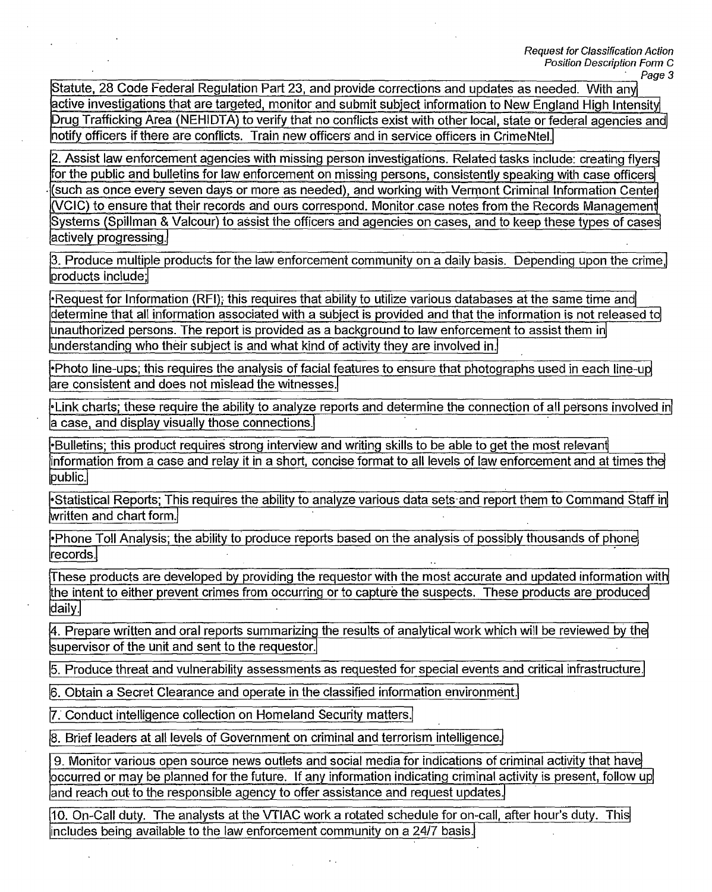Statute, 28 Code Federal Regulation Part 23, and provide corrections and updates as needed. With any active investigations that are targeted, monitor and submit subject information to New England High Intensity Drug Trafficking Area (NEHIDTA) to verify that no conflicts exist with other local, state or federal agencies and notify officers if there are conflicts. Train new officers and in service officers in CrimeNtel.

2. Assist law enforcement agencies with missing person investigations. Related tasks include: creating flyers for the public and bulletins for law enforcement on missing persons, consistently speaking with case officers (such as once every seven days or more as needed), and working with Vermont Criminal Information Center (VCIC) to ensure that their records and ours correspond. Monitor case notes from the Records Management Systems (Spillman & Valcour) to assist the officers and agencies on cases, and to keep these types of cases actively progressing.

3. Produce multiple products for the law enforcement community on a daily basis. Depending upon the crime, products include;

•Request for Information (RFI); this requires that ability to utilize various databases at the same time and determine that all information associated with a subject is provided and that the information is not released to unauthorized persons. The report is provided as a background to law enforcement to assist them in understanding who their subject is and what kind of activity they are involved in.

•Photo line-ups; this requires the analysis of facial features to ensure that photographs used in each line-up are consistent and does not mislead the witnesses.

•Link charts; these require the ability to analyze reports and determine the connection of all persons involved in a case, and display visually those connections.

•Bulletins; this product requires strong interview and writing skills to be able to get the most relevant information from a case and relay it in a short, concise format to all levels of law enforcement and at times the public.

•Statistical Reports; This requires the ability to analyze various data sets and report them to Command Staff in written and chart form.

•Phone Toll Analysis; the ability to produce reports based on the analysis of possibly thousands of phone records.

These products are developed by providing the requestor with the most accurate and updated information with the intent to either prevent crimes from occurring or to capture the suspects. These products are produced daily.

4. Prepare written and oral reports summarizing the results of analytical work which will be reviewed by the supervisor of the unit and sent to the requestor.

5. Produce threat and vulnerability assessments as requested for special events and critical infrastructure.

6. Obtain a Secret Clearance and operate in the classified information environment.

7. Conduct intelligence collection on Homeland Security matters.

8. Brief leaders at all levels of Government on criminal and terrorism intelligence.

9. Monitor various open source news outlets and social media for indications of criminal activity that have occurred or may be planned for the future. If any information indicating criminal activity is present, follow up and reach out to the responsible agency to offer assistance and request updates.

10. On-Call duty. The analysts at the VTIAC work a rotated schedule for on-call, after hour's duty. This includes being available to the law enforcement community on a 24/7 basis.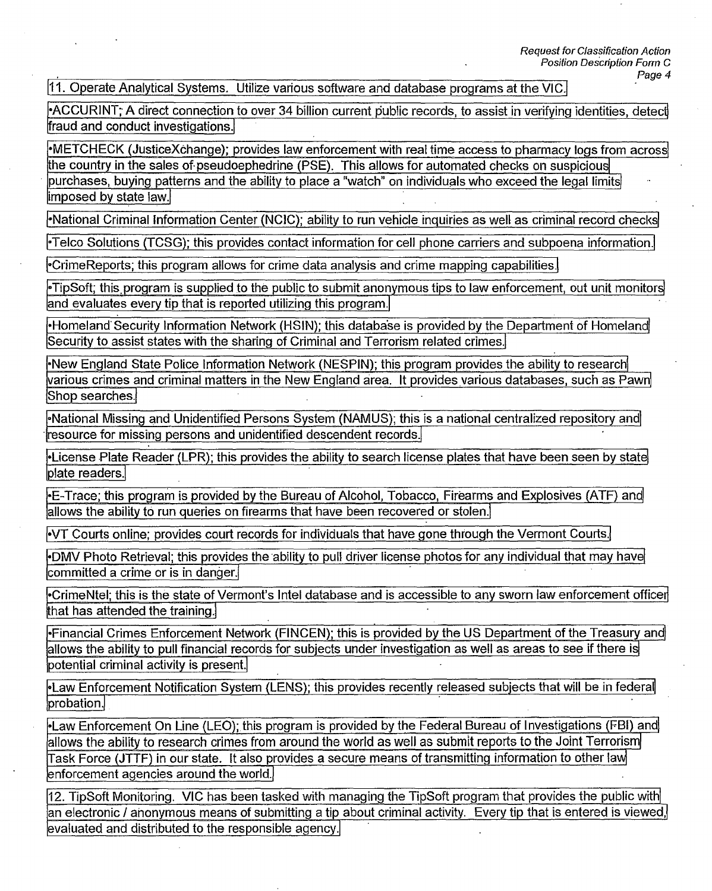11. Operate Analytical Systems. Utilize various software and database programs at the VIC.

- ACCURINT; A direct connection to over 34 billion current public records, to assist in verifying identities, detect fraud and conduct investigations.
- METCHECK (JusticeXchange); provides law enforcement with real time access to pharmacy logs from across the country in the sales of pseudoephedrine (PSE). This allows for automated checks on suspicious purchases, buying patterns and the ability to place a "watch" on individuals who exceed the legal limits imposed by state law.
- National Criminal Information Center (NCIC); ability to run vehicle inquiries as well as criminal record checks
- Telco Solutions (TCSG); this provides contact information for cell phone carriers and subpoena information.
- CrimeReports; this program allows for crime data analysis and crime mapping capabilities.
- TipSoft; this program is supplied to the public to submit anonymous tips to law enforcement, out unit monitors and evaluates every tip that is reported utilizing this program.
- Homeland Security Information Network (HSIN); this database is provided by the Department of Homeland Security to assist states with the sharing of Criminal and Terrorism related crimes.
- New England State Police Information Network (NESPIN); this program provides the ability to research various crimes and criminal matters in the New England area. It provides various databases, such as Pawn Shop searches.
- National Missing and Unidentified Persons System (NAMUS); this is a national centralized repository and resource for missing persons and unidentified descendent records.
- License Plate Reader (LPR); this provides the ability to search license plates that have been seen by state plate readers.
- E-Trace; this program is provided by the Bureau of Alcohol, Tobacco, Firearms and Explosives (ATF) and allows the ability to run queries on firearms that have been recovered or stolen.
- VT Courts online; provides court records for individuals that have gone through the Vermont Courts.
- DMV Photo Retrieval; this provides the ability to pull driver license photos for any individual that may have committed a crime or is in danger.
- CrimeNtel; this is the state of Vermont's Intel database and is accessible to any sworn law enforcement officer that has attended the training.
- Financial Crimes Enforcement Network (FINCEN); this is provided by the US Department of the Treasury and allows the ability to pull financial records for subjects under investigation as well as areas to see if there is potential criminal activity is present.
- Law Enforcement Notification System (LENS); this provides recently released subjects that will be in federal probation.
- Law Enforcement On Line (LEO); this program is provided by the Federal Bureau of Investigations (FBI) and allows the ability to research crimes from around the world as well as submit reports to the Joint Terrorism Task Force (JTTF) in our state. It also provides a secure means of transmitting information to other law enforcement agencies around the world.

12. TipSoft Monitoring. VIC has been tasked with managing the TipSoft program that provides the public with an electronic / anonymous means of submitting a tip about criminal activity. Every tip that is entered is viewed, evaluated and distributed to the responsible agency.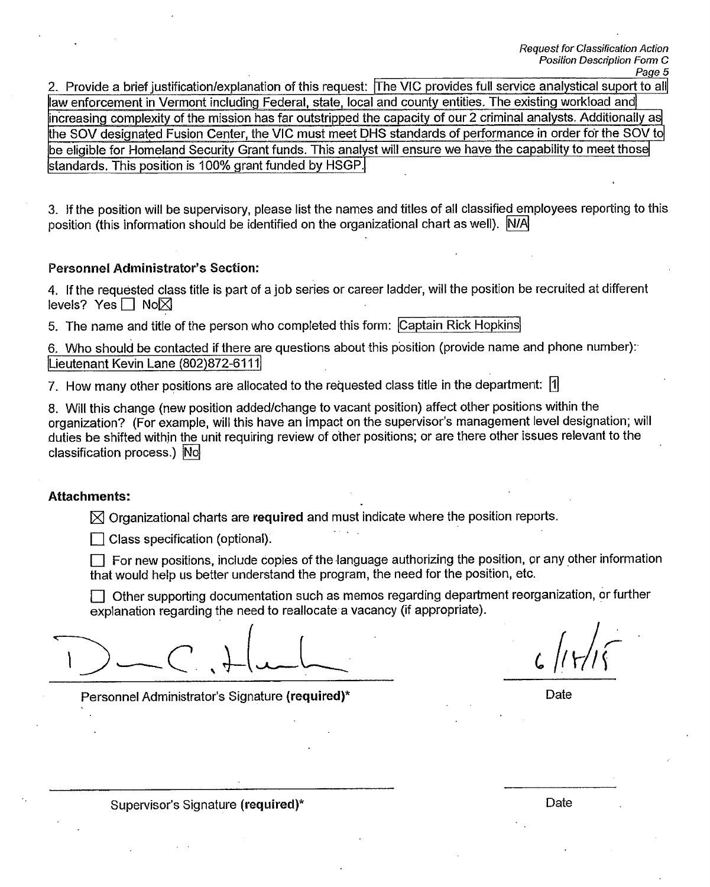2. Provide a brief justification/explanation of this request: The VIC provides full service analytical suport to all law enforcement in Vermont including Federal, state, local and county entities. The existing workload and increasing complexity of the mission has far outstripped the capacity of our 2 criminal analysts. Additionally as the SOV designated Fusion Center, the VIC must meet DHS standards of performance in order for the SOV to be eligible for Homeland Security Grant funds. This analyst will ensure we have the capability to meet those standards. This position is 100% grant funded by HSGP.

3. If the position will be supervisory, please list the names and titles of all classified employees reporting to this position (this information should be identified on the organizational chart as well). N/A

**Personnel Administrator's Section:**

4. If the requested class title is part of a job series or career ladder, will the position be recruited at different levels? Yes ☐ No ☒

5. The name and title of the person who completed this form: Captain Rick Hopkins

6. Who should be contacted if there are questions about this position (provide name and phone number): Lieutenant Kevin Lane (802)872-6111

7. How many other positions are allocated to the requested class title in the department: 1

8. Will this change (new position added/change to vacant position) affect other positions within the organization? (For example, will this have an impact on the supervisor's management level designation; will duties be shifted within the unit requiring review of other positions; or are there other issues relevant to the classification process.) No

**Attachments:**

☒ Organizational charts are **required** and must indicate where the position reports.

☐ Class specification (optional).

☐ For new positions, include copies of the language authorizing the position, or any other information that would help us better understand the program, the need for the position, etc.

☐ Other supporting documentation such as memos regarding department reorganization, or further explanation regarding the need to reallocate a vacancy (if appropriate).

[Signature] 6/18/15

Personnel Administrator's Signature **(required)*** Date

Supervisor's Signature **(required)*** Date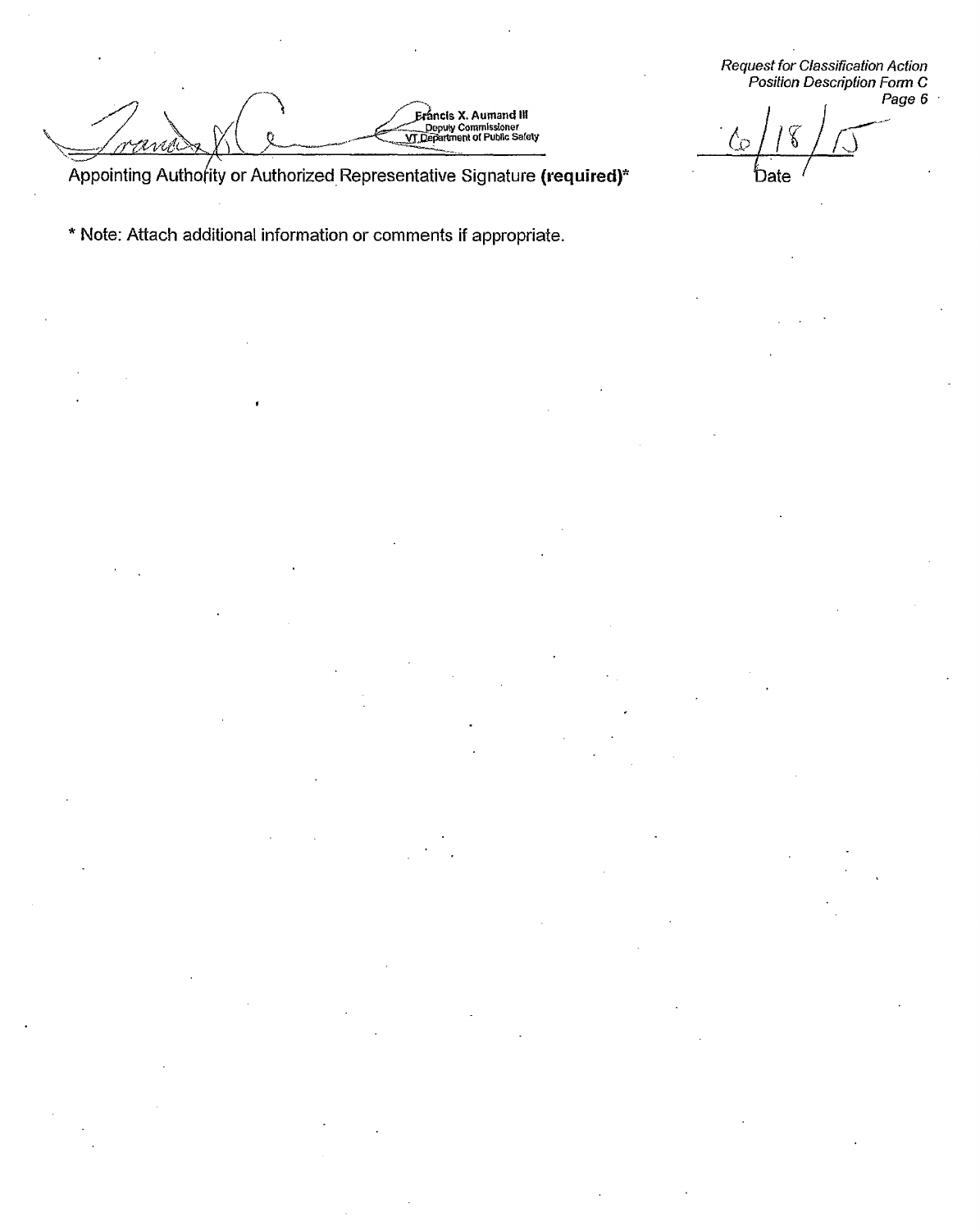Francis X. Aumand III
Deputy Commissioner
VT Department of Public Safety

Appointing Authority or Authorized Representative Signature **(required)***

6/18/15
Date

* Note: Attach additional information or comments if appropriate.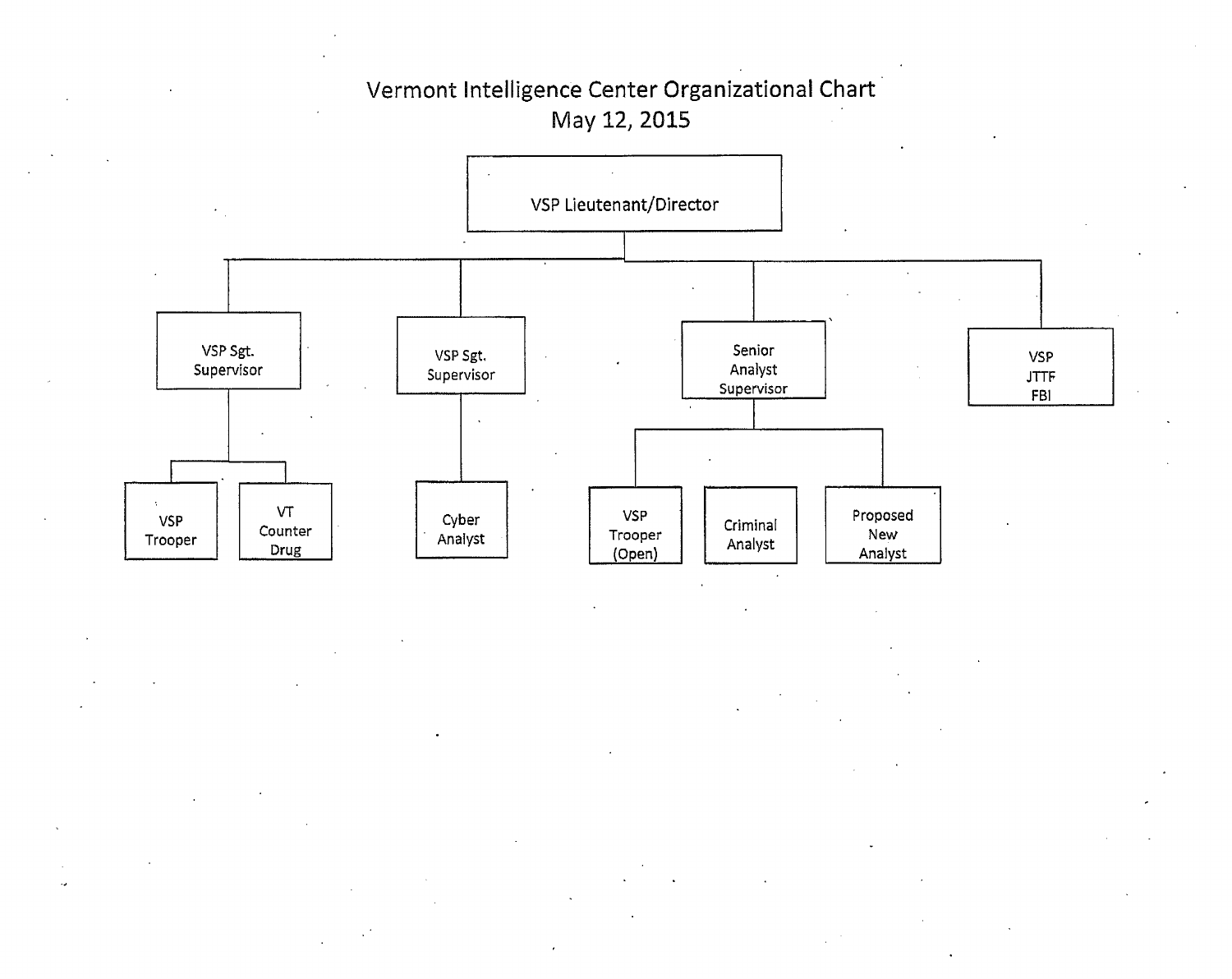# Vermont Intelligence Center Organizational Chart
May 12, 2015

VSP Lieutenant/Director

VSP Sgt. Supervisor

VSP Sgt. Supervisor

Senior Analyst Supervisor

VSP JTTF FBI

VSP Trooper

VT Counter Drug

Cyber Analyst

VSP Trooper (Open)

Criminal Analyst

Proposed New Analyst